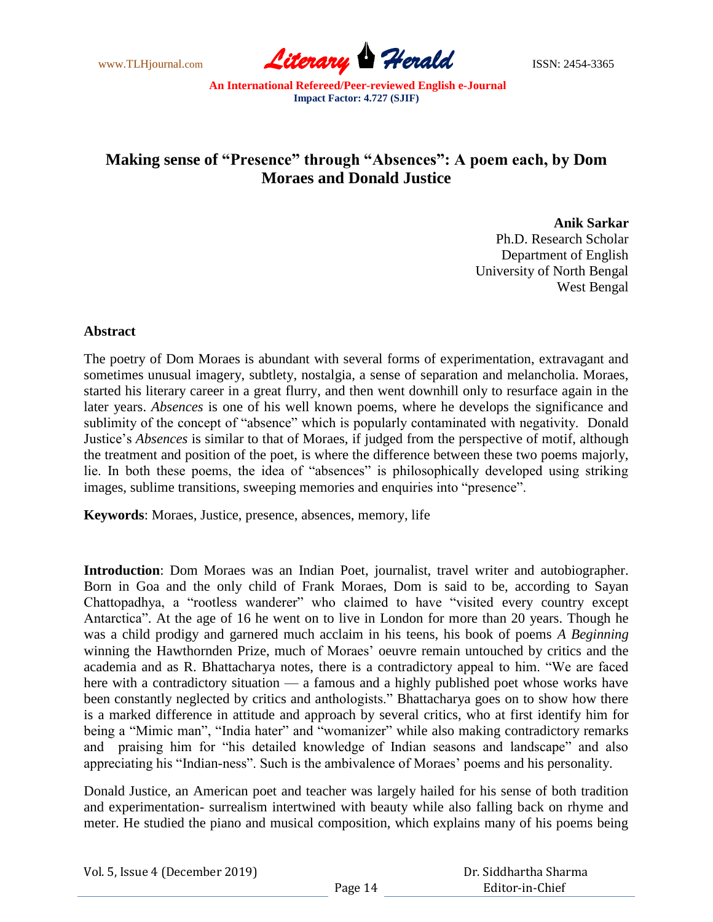# Making sense of "Presence" through "Absences": A poem each, by Dom Moraes and Donald Justice

**Anik Sarkar**
Ph.D. Research Scholar
Department of English
University of North Bengal
West Bengal

## Abstract

The poetry of Dom Moraes is abundant with several forms of experimentation, extravagant and sometimes unusual imagery, subtlety, nostalgia, a sense of separation and melancholia. Moraes, started his literary career in a great flurry, and then went downhill only to resurface again in the later years. *Absences* is one of his well known poems, where he develops the significance and sublimity of the concept of "absence" which is popularly contaminated with negativity. Donald Justice's *Absences* is similar to that of Moraes, if judged from the perspective of motif, although the treatment and position of the poet, is where the difference between these two poems majorly, lie. In both these poems, the idea of "absences" is philosophically developed using striking images, sublime transitions, sweeping memories and enquiries into "presence".

**Keywords**: Moraes, Justice, presence, absences, memory, life

**Introduction**: Dom Moraes was an Indian Poet, journalist, travel writer and autobiographer. Born in Goa and the only child of Frank Moraes, Dom is said to be, according to Sayan Chattopadhya, a "rootless wanderer" who claimed to have "visited every country except Antarctica". At the age of 16 he went on to live in London for more than 20 years. Though he was a child prodigy and garnered much acclaim in his teens, his book of poems *A Beginning* winning the Hawthornden Prize, much of Moraes' oeuvre remain untouched by critics and the academia and as R. Bhattacharya notes, there is a contradictory appeal to him. "We are faced here with a contradictory situation — a famous and a highly published poet whose works have been constantly neglected by critics and anthologists." Bhattacharya goes on to show how there is a marked difference in attitude and approach by several critics, who at first identify him for being a "Mimic man", "India hater" and "womanizer" while also making contradictory remarks and praising him for "his detailed knowledge of Indian seasons and landscape" and also appreciating his "Indian-ness". Such is the ambivalence of Moraes' poems and his personality.

Donald Justice, an American poet and teacher was largely hailed for his sense of both tradition and experimentation- surrealism intertwined with beauty while also falling back on rhyme and meter. He studied the piano and musical composition, which explains many of his poems being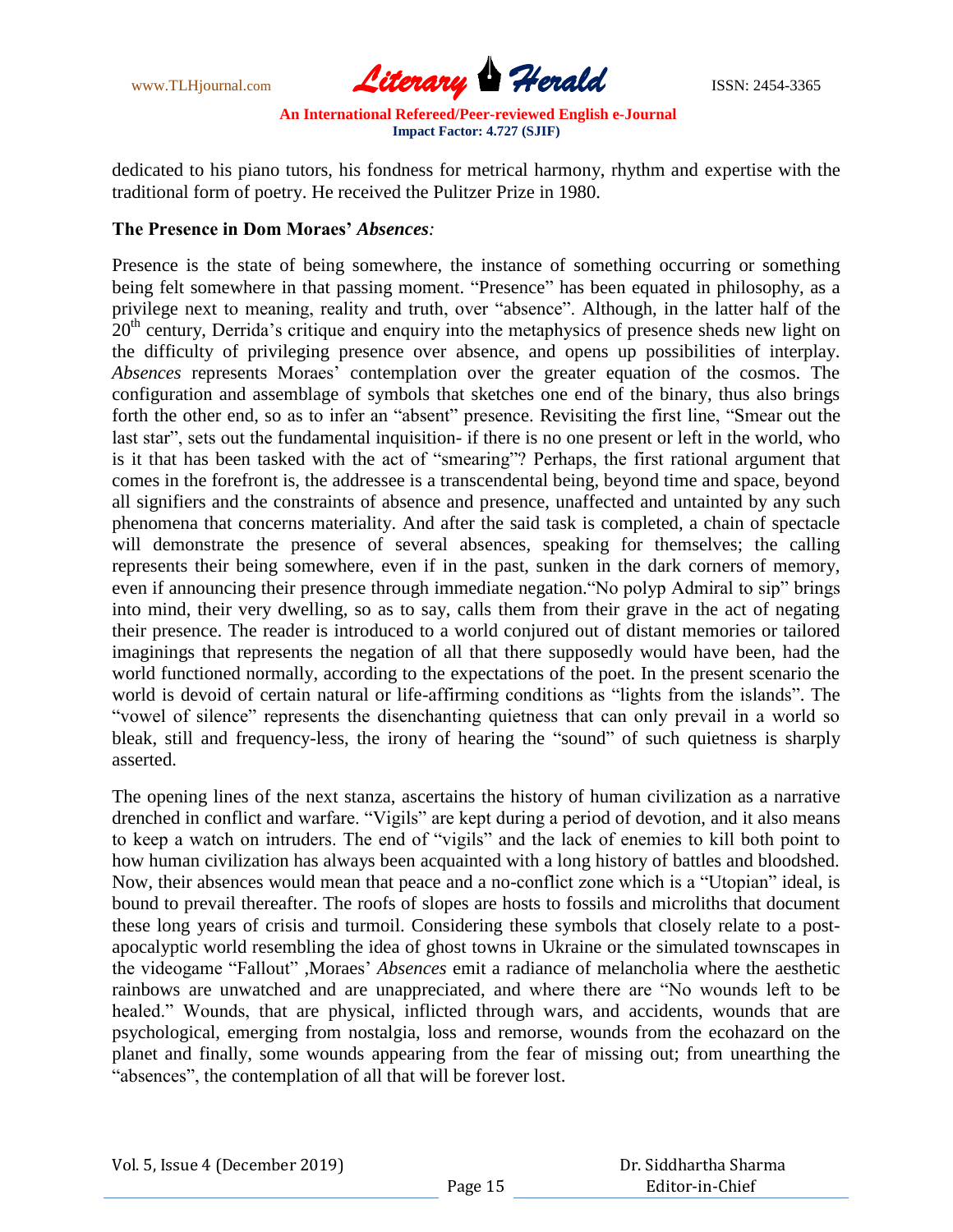dedicated to his piano tutors, his fondness for metrical harmony, rhythm and expertise with the traditional form of poetry. He received the Pulitzer Prize in 1980.

**The Presence in Dom Moraes' *Absences*:**

Presence is the state of being somewhere, the instance of something occurring or something being felt somewhere in that passing moment. "Presence" has been equated in philosophy, as a privilege next to meaning, reality and truth, over "absence". Although, in the latter half of the 20th century, Derrida's critique and enquiry into the metaphysics of presence sheds new light on the difficulty of privileging presence over absence, and opens up possibilities of interplay. *Absences* represents Moraes' contemplation over the greater equation of the cosmos. The configuration and assemblage of symbols that sketches one end of the binary, thus also brings forth the other end, so as to infer an "absent" presence. Revisiting the first line, "Smear out the last star", sets out the fundamental inquisition- if there is no one present or left in the world, who is it that has been tasked with the act of "smearing"? Perhaps, the first rational argument that comes in the forefront is, the addressee is a transcendental being, beyond time and space, beyond all signifiers and the constraints of absence and presence, unaffected and untainted by any such phenomena that concerns materiality. And after the said task is completed, a chain of spectacle will demonstrate the presence of several absences, speaking for themselves; the calling represents their being somewhere, even if in the past, sunken in the dark corners of memory, even if announcing their presence through immediate negation."No polyp Admiral to sip" brings into mind, their very dwelling, so as to say, calls them from their grave in the act of negating their presence. The reader is introduced to a world conjured out of distant memories or tailored imaginings that represents the negation of all that there supposedly would have been, had the world functioned normally, according to the expectations of the poet. In the present scenario the world is devoid of certain natural or life-affirming conditions as "lights from the islands". The "vowel of silence" represents the disenchanting quietness that can only prevail in a world so bleak, still and frequency-less, the irony of hearing the "sound" of such quietness is sharply asserted.

The opening lines of the next stanza, ascertains the history of human civilization as a narrative drenched in conflict and warfare. "Vigils" are kept during a period of devotion, and it also means to keep a watch on intruders. The end of "vigils" and the lack of enemies to kill both point to how human civilization has always been acquainted with a long history of battles and bloodshed. Now, their absences would mean that peace and a no-conflict zone which is a "Utopian" ideal, is bound to prevail thereafter. The roofs of slopes are hosts to fossils and microliths that document these long years of crisis and turmoil. Considering these symbols that closely relate to a post-apocalyptic world resembling the idea of ghost towns in Ukraine or the simulated townscapes in the videogame "Fallout" ,Moraes' *Absences* emit a radiance of melancholia where the aesthetic rainbows are unwatched and are unappreciated, and where there are "No wounds left to be healed." Wounds, that are physical, inflicted through wars, and accidents, wounds that are psychological, emerging from nostalgia, loss and remorse, wounds from the ecohazard on the planet and finally, some wounds appearing from the fear of missing out; from unearthing the "absences", the contemplation of all that will be forever lost.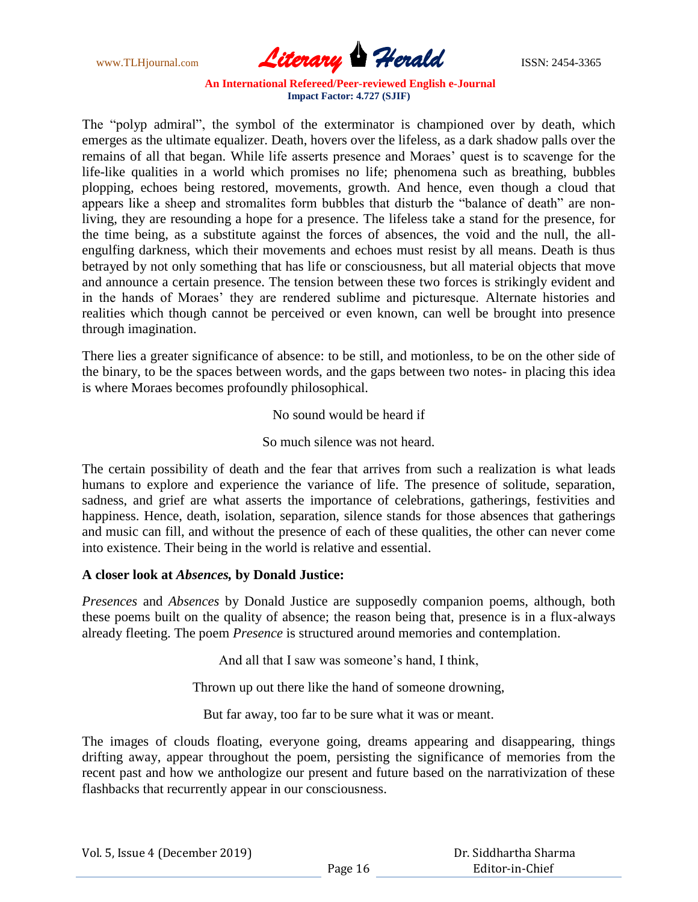The "polyp admiral", the symbol of the exterminator is championed over by death, which emerges as the ultimate equalizer. Death, hovers over the lifeless, as a dark shadow palls over the remains of all that began. While life asserts presence and Moraes' quest is to scavenge for the life-like qualities in a world which promises no life; phenomena such as breathing, bubbles plopping, echoes being restored, movements, growth. And hence, even though a cloud that appears like a sheep and stromalites form bubbles that disturb the "balance of death" are non-living, they are resounding a hope for a presence. The lifeless take a stand for the presence, for the time being, as a substitute against the forces of absences, the void and the null, the all-engulfing darkness, which their movements and echoes must resist by all means. Death is thus betrayed by not only something that has life or consciousness, but all material objects that move and announce a certain presence. The tension between these two forces is strikingly evident and in the hands of Moraes' they are rendered sublime and picturesque. Alternate histories and realities which though cannot be perceived or even known, can well be brought into presence through imagination.

There lies a greater significance of absence: to be still, and motionless, to be on the other side of the binary, to be the spaces between words, and the gaps between two notes- in placing this idea is where Moraes becomes profoundly philosophical.

> No sound would be heard if
>
> So much silence was not heard.

The certain possibility of death and the fear that arrives from such a realization is what leads humans to explore and experience the variance of life. The presence of solitude, separation, sadness, and grief are what asserts the importance of celebrations, gatherings, festivities and happiness. Hence, death, isolation, separation, silence stands for those absences that gatherings and music can fill, and without the presence of each of these qualities, the other can never come into existence. Their being in the world is relative and essential.

**A closer look at *Absences,* by Donald Justice:**

*Presences* and *Absences* by Donald Justice are supposedly companion poems, although, both these poems built on the quality of absence; the reason being that, presence is in a flux-always already fleeting. The poem *Presence* is structured around memories and contemplation.

> And all that I saw was someone's hand, I think,
>
> Thrown up out there like the hand of someone drowning,
>
> But far away, too far to be sure what it was or meant.

The images of clouds floating, everyone going, dreams appearing and disappearing, things drifting away, appear throughout the poem, persisting the significance of memories from the recent past and how we anthologize our present and future based on the narrativization of these flashbacks that recurrently appear in our consciousness.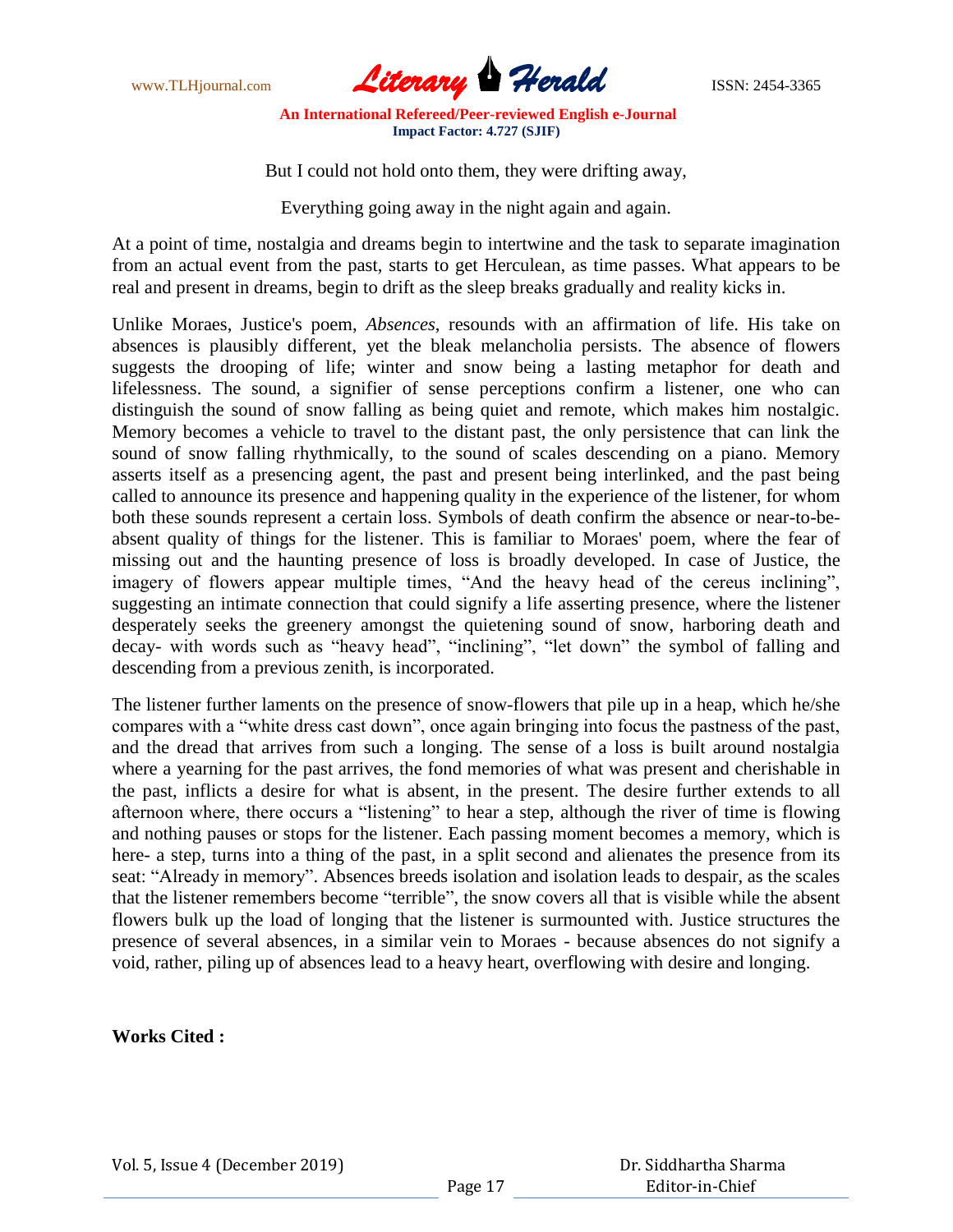But I could not hold onto them, they were drifting away,

Everything going away in the night again and again.

At a point of time, nostalgia and dreams begin to intertwine and the task to separate imagination from an actual event from the past, starts to get Herculean, as time passes. What appears to be real and present in dreams, begin to drift as the sleep breaks gradually and reality kicks in.

Unlike Moraes, Justice's poem, *Absences*, resounds with an affirmation of life. His take on absences is plausibly different, yet the bleak melancholia persists. The absence of flowers suggests the drooping of life; winter and snow being a lasting metaphor for death and lifelessness. The sound, a signifier of sense perceptions confirm a listener, one who can distinguish the sound of snow falling as being quiet and remote, which makes him nostalgic. Memory becomes a vehicle to travel to the distant past, the only persistence that can link the sound of snow falling rhythmically, to the sound of scales descending on a piano. Memory asserts itself as a presencing agent, the past and present being interlinked, and the past being called to announce its presence and happening quality in the experience of the listener, for whom both these sounds represent a certain loss. Symbols of death confirm the absence or near-to-be-absent quality of things for the listener. This is familiar to Moraes' poem, where the fear of missing out and the haunting presence of loss is broadly developed. In case of Justice, the imagery of flowers appear multiple times, "And the heavy head of the cereus inclining", suggesting an intimate connection that could signify a life asserting presence, where the listener desperately seeks the greenery amongst the quietening sound of snow, harboring death and decay- with words such as "heavy head", "inclining", "let down" the symbol of falling and descending from a previous zenith, is incorporated.

The listener further laments on the presence of snow-flowers that pile up in a heap, which he/she compares with a "white dress cast down", once again bringing into focus the pastness of the past, and the dread that arrives from such a longing. The sense of a loss is built around nostalgia where a yearning for the past arrives, the fond memories of what was present and cherishable in the past, inflicts a desire for what is absent, in the present. The desire further extends to all afternoon where, there occurs a "listening" to hear a step, although the river of time is flowing and nothing pauses or stops for the listener. Each passing moment becomes a memory, which is here- a step, turns into a thing of the past, in a split second and alienates the presence from its seat: "Already in memory". Absences breeds isolation and isolation leads to despair, as the scales that the listener remembers become "terrible", the snow covers all that is visible while the absent flowers bulk up the load of longing that the listener is surmounted with. Justice structures the presence of several absences, in a similar vein to Moraes - because absences do not signify a void, rather, piling up of absences lead to a heavy heart, overflowing with desire and longing.

**Works Cited :**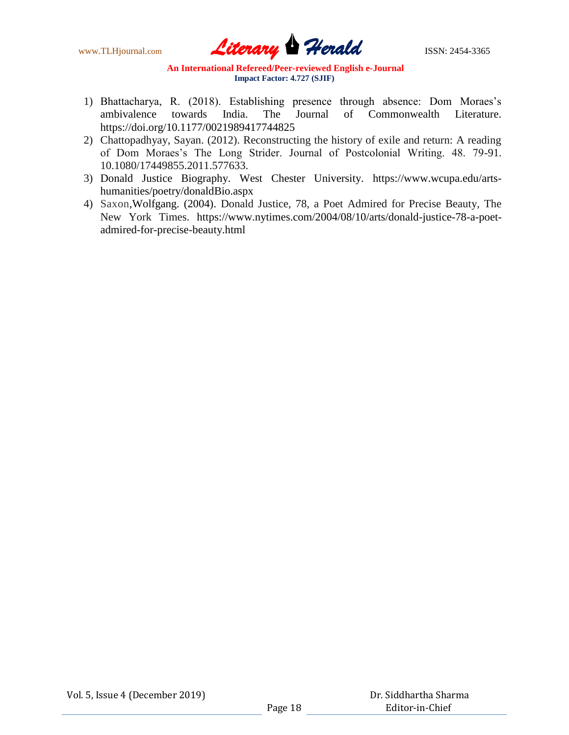1) Bhattacharya, R. (2018). Establishing presence through absence: Dom Moraes's ambivalence towards India. The Journal of Commonwealth Literature. https://doi.org/10.1177/0021989417744825
2) Chattopadhyay, Sayan. (2012). Reconstructing the history of exile and return: A reading of Dom Moraes's The Long Strider. Journal of Postcolonial Writing. 48. 79-91. 10.1080/17449855.2011.577633.
3) Donald Justice Biography. West Chester University. https://www.wcupa.edu/arts-humanities/poetry/donaldBio.aspx
4) Saxon,Wolfgang. (2004). Donald Justice, 78, a Poet Admired for Precise Beauty, The New York Times. https://www.nytimes.com/2004/08/10/arts/donald-justice-78-a-poet-admired-for-precise-beauty.html